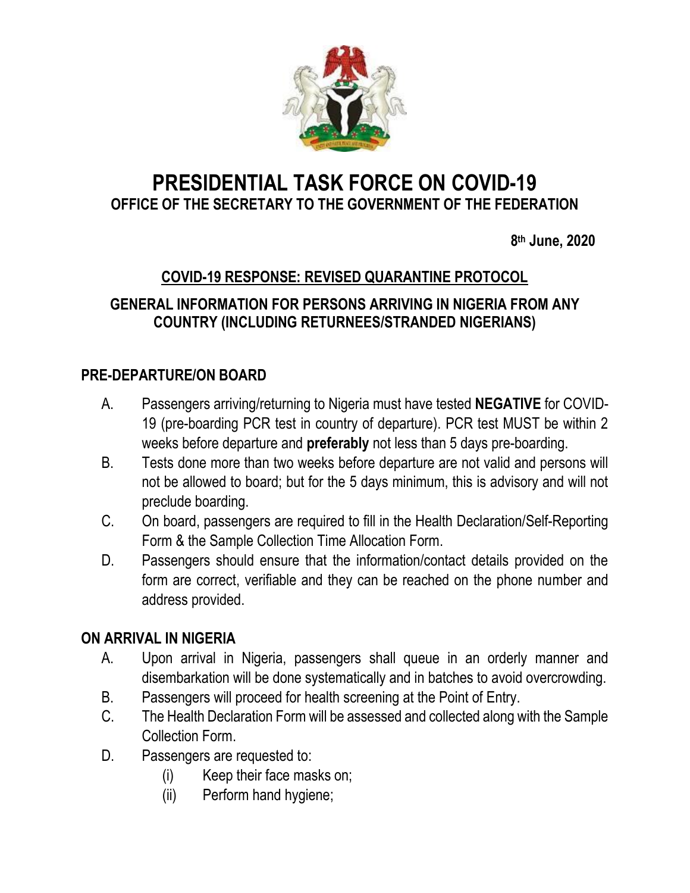# PRESIDENTIAL TASK FORCE ON COVID-19

## OFFICE OF THE SECRETARY TO THE GOVERNMENT OF THE FEDERATION

**8th June, 2020**

### COVID-19 RESPONSE: REVISED QUARANTINE PROTOCOL

### GENERAL INFORMATION FOR PERSONS ARRIVING IN NIGERIA FROM ANY COUNTRY (INCLUDING RETURNEES/STRANDED NIGERIANS)

### PRE-DEPARTURE/ON BOARD

A. Passengers arriving/returning to Nigeria must have tested **NEGATIVE** for COVID-19 (pre-boarding PCR test in country of departure). PCR test MUST be within 2 weeks before departure and **preferably** not less than 5 days pre-boarding.

B. Tests done more than two weeks before departure are not valid and persons will not be allowed to board; but for the 5 days minimum, this is advisory and will not preclude boarding.

C. On board, passengers are required to fill in the Health Declaration/Self-Reporting Form & the Sample Collection Time Allocation Form.

D. Passengers should ensure that the information/contact details provided on the form are correct, verifiable and they can be reached on the phone number and address provided.

### ON ARRIVAL IN NIGERIA

A. Upon arrival in Nigeria, passengers shall queue in an orderly manner and disembarkation will be done systematically and in batches to avoid overcrowding.

B. Passengers will proceed for health screening at the Point of Entry.

C. The Health Declaration Form will be assessed and collected along with the Sample Collection Form.

D. Passengers are requested to:

  (i) Keep their face masks on;

  (ii) Perform hand hygiene;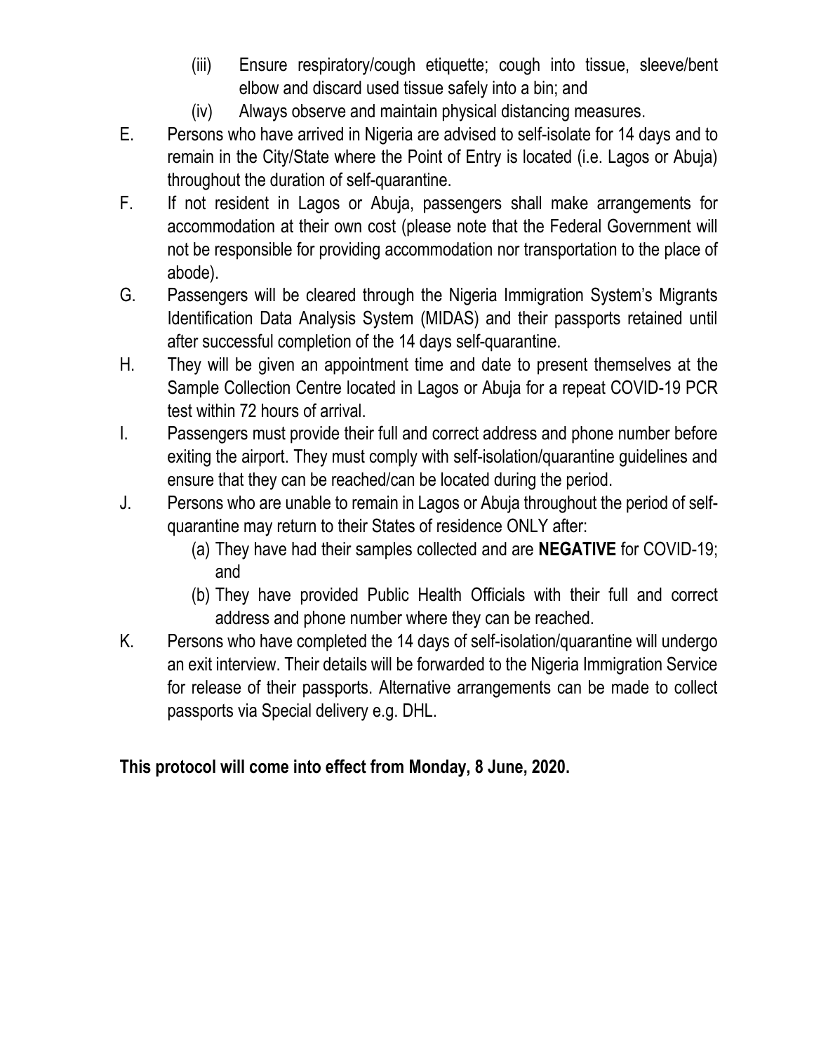(iii) Ensure respiratory/cough etiquette; cough into tissue, sleeve/bent elbow and discard used tissue safely into a bin; and

(iv) Always observe and maintain physical distancing measures.

E. Persons who have arrived in Nigeria are advised to self-isolate for 14 days and to remain in the City/State where the Point of Entry is located (i.e. Lagos or Abuja) throughout the duration of self-quarantine.

F. If not resident in Lagos or Abuja, passengers shall make arrangements for accommodation at their own cost (please note that the Federal Government will not be responsible for providing accommodation nor transportation to the place of abode).

G. Passengers will be cleared through the Nigeria Immigration System's Migrants Identification Data Analysis System (MIDAS) and their passports retained until after successful completion of the 14 days self-quarantine.

H. They will be given an appointment time and date to present themselves at the Sample Collection Centre located in Lagos or Abuja for a repeat COVID-19 PCR test within 72 hours of arrival.

I. Passengers must provide their full and correct address and phone number before exiting the airport. They must comply with self-isolation/quarantine guidelines and ensure that they can be reached/can be located during the period.

J. Persons who are unable to remain in Lagos or Abuja throughout the period of self-quarantine may return to their States of residence ONLY after:

(a) They have had their samples collected and are **NEGATIVE** for COVID-19; and

(b) They have provided Public Health Officials with their full and correct address and phone number where they can be reached.

K. Persons who have completed the 14 days of self-isolation/quarantine will undergo an exit interview. Their details will be forwarded to the Nigeria Immigration Service for release of their passports. Alternative arrangements can be made to collect passports via Special delivery e.g. DHL.

**This protocol will come into effect from Monday, 8 June, 2020.**